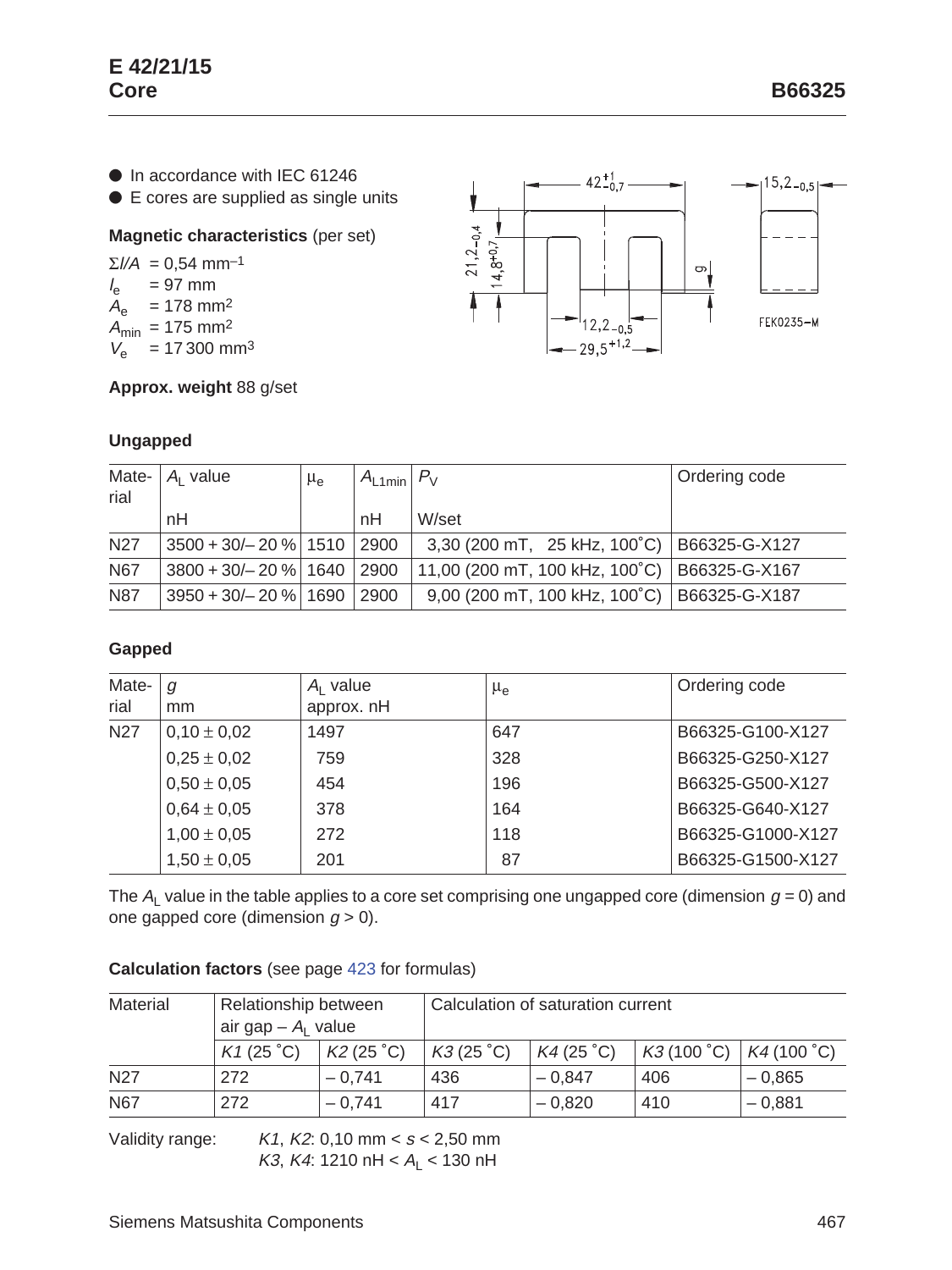# E 42/21/15 Core

**B66325**

- In accordance with IEC 61246
- E cores are supplied as single units

**Magnetic characteristics** (per set)

$\Sigma l/A$ = 0,54 mm$^{-1}$
$l_e$ = 97 mm
$A_e$ = 178 mm$^2$
$A_{min}$ = 175 mm$^2$
$V_e$ = 17 300 mm$^3$

**Approx. weight** 88 g/set

### Ungapped

| Material | $A_L$ value nH | $\mu_e$ | $A_{L1min}$ nH | $P_V$ W/set | Ordering code |
|---|---|---|---|---|---|
| N27 | 3500 + 30/– 20 % | 1510 | 2900 | 3,30 (200 mT, 25 kHz, 100 °C) | B66325-G-X127 |
| N67 | 3800 + 30/– 20 % | 1640 | 2900 | 11,00 (200 mT, 100 kHz, 100 °C) | B66325-G-X167 |
| N87 | 3950 + 30/– 20 % | 1690 | 2900 | 9,00 (200 mT, 100 kHz, 100 °C) | B66325-G-X187 |

### Gapped

| Material | $g$ mm | $A_L$ value approx. nH | $\mu_e$ | Ordering code |
|---|---|---|---|---|
| N27 | 0,10 ± 0,02 | 1497 | 647 | B66325-G100-X127 |
| | 0,25 ± 0,02 | 759 | 328 | B66325-G250-X127 |
| | 0,50 ± 0,05 | 454 | 196 | B66325-G500-X127 |
| | 0,64 ± 0,05 | 378 | 164 | B66325-G640-X127 |
| | 1,00 ± 0,05 | 272 | 118 | B66325-G1000-X127 |
| | 1,50 ± 0,05 | 201 | 87 | B66325-G1500-X127 |

The $A_L$ value in the table applies to a core set comprising one ungapped core (dimension $g = 0$) and one gapped core (dimension $g > 0$).

**Calculation factors** (see page 423 for formulas)

| Material | Relationship between air gap – $A_L$ value | | Calculation of saturation current | | | |
|---|---|---|---|---|---|---|
| | $K1$ (25 °C) | $K2$ (25 °C) | $K3$ (25 °C) | $K4$ (25 °C) | $K3$ (100 °C) | $K4$ (100 °C) |
| N27 | 272 | – 0,741 | 436 | – 0,847 | 406 | – 0,865 |
| N67 | 272 | – 0,741 | 417 | – 0,820 | 410 | – 0,881 |

Validity range: $K1$, $K2$: 0,10 mm < $s$ < 2,50 mm
$K3$, $K4$: 1210 nH < $A_L$ < 130 nH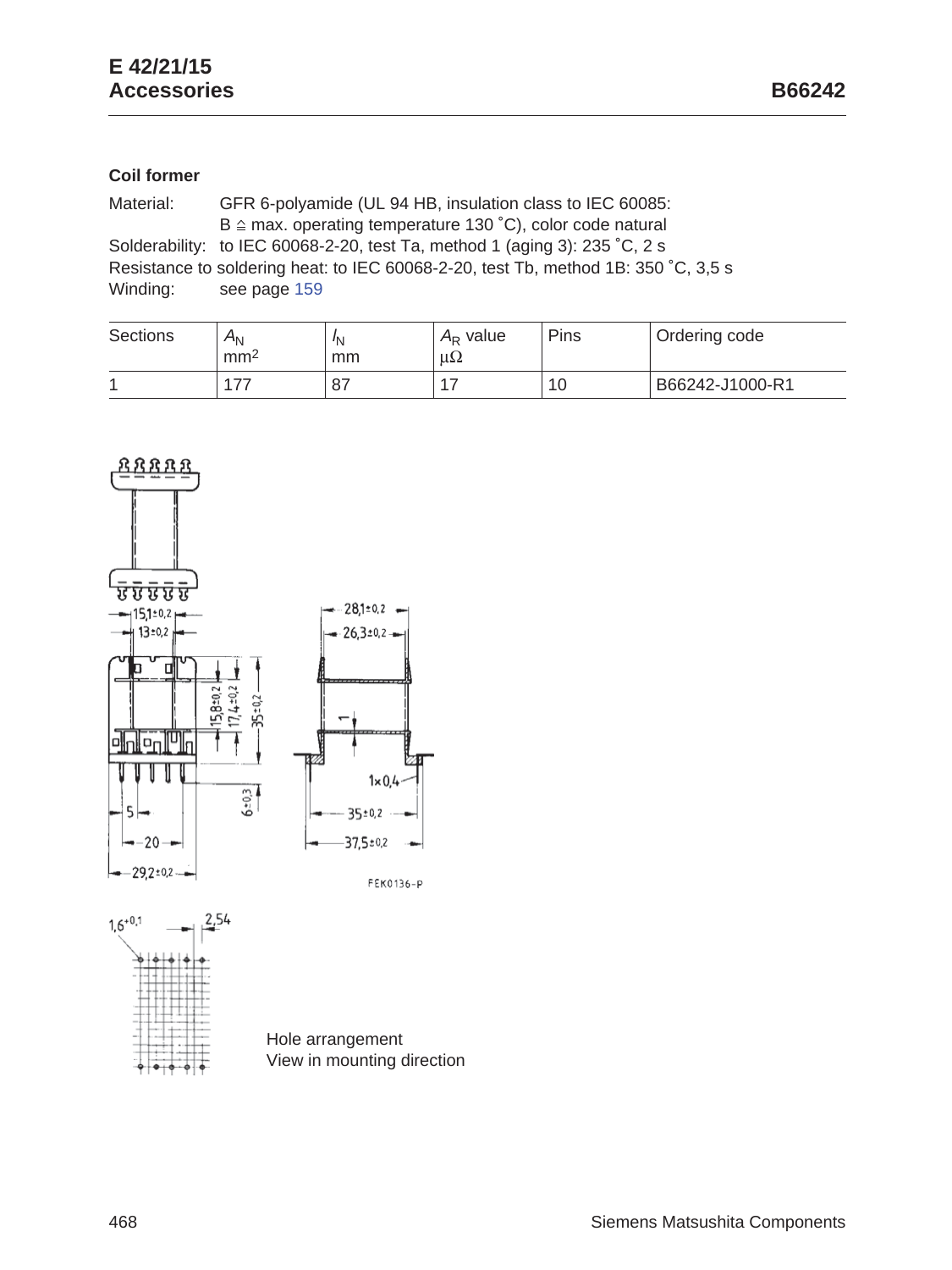# E 42/21/15
## Accessories

B66242

### Coil former

Material: GFR 6-polyamide (UL 94 HB, insulation class to IEC 60085:
B ≙ max. operating temperature 130 ˚C), color code natural

Solderability: to IEC 60068-2-20, test Ta, method 1 (aging 3): 235 ˚C, 2 s

Resistance to soldering heat: to IEC 60068-2-20, test Tb, method 1B: 350 ˚C, 3,5 s

Winding: see page 159

| Sections | $A_N$ mm² | $l_N$ mm | $A_R$ value μΩ | Pins | Ordering code |
|---|---|---|---|---|---|
| 1 | 177 | 87 | 17 | 10 | B66242-J1000-R1 |

15,1±0,2
13±0,2
15,8±0,2
17,4±0,2
35±0,2
6±0,3
5
20
29,2±0,2
28,1±0,2
26,3±0,2
1
1×0,4
35±0,2
37,5±0,2
FEK0136-P

1,6+0,1
2,54

Hole arrangement
View in mounting direction